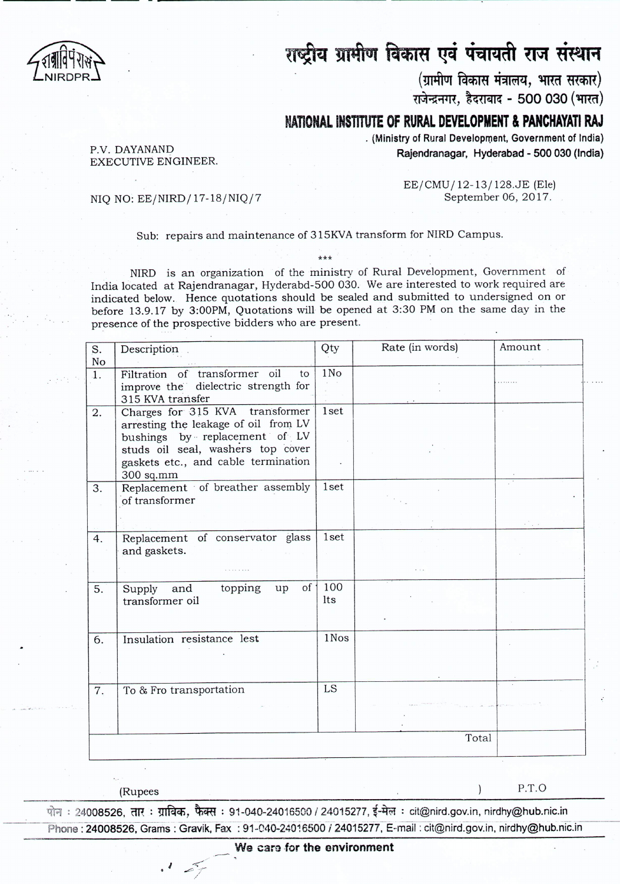# राष्ट्रीय ग्रामीण विकास एवं पंचायती राज संस्थान

(ग्रामीण विकास मंत्रालय, भारत सरकार)
राजेन्द्रनगर, हैदराबाद - 500 030 (भारत)

## NATIONAL INSTITUTE OF RURAL DEVELOPMENT & PANCHAYATI RAJ

(Ministry of Rural Development, Government of India)
Rajendranagar, Hyderabad - 500 030 (India)

P.V. DAYANAND
EXECUTIVE ENGINEER.

EE/CMU/12-13/128.JE (Ele)
September 06, 2017.

NIQ NO: EE/NIRD/17-18/NIQ/7

Sub: repairs and maintenance of 315KVA transform for NIRD Campus.

***

NIRD is an organization of the ministry of Rural Development, Government of India located at Rajendranagar, Hyderabd-500 030. We are interested to work required are indicated below. Hence quotations should be sealed and submitted to undersigned on or before 13.9.17 by 3:00PM, Quotations will be opened at 3:30 PM on the same day in the presence of the prospective bidders who are present.

| S. No | Description | Qty | Rate (in words) | Amount |
|---|---|---|---|---|
| 1. | Filtration of transformer oil to improve the dielectric strength for 315 KVA transfer | 1No | | |
| 2. | Charges for 315 KVA transformer arresting the leakage of oil from LV bushings by replacement of LV studs oil seal, washers top cover gaskets etc., and cable termination 300 sq.mm | 1set | | |
| 3. | Replacement of breather assembly of transformer | 1set | | |
| 4. | Replacement of conservator glass and gaskets. | 1set | | |
| 5. | Supply and topping up of transformer oil | 100 lts | | |
| 6. | Insulation resistance lest | 1Nos | | |
| 7. | To & Fro transportation | LS | | |
| | | | Total | |

(Rupees )

P.T.O

फोन : 24008526, तार : ग्राविक, फैक्स : 91-040-24016500 / 24015277, ई-मेल : cit@nird.gov.in, nirdhy@hub.nic.in
Phone : 24008526, Grams : Gravik, Fax : 91-040-24016500 / 24015277, E-mail : cit@nird.gov.in, nirdhy@hub.nic.in

We care for the environment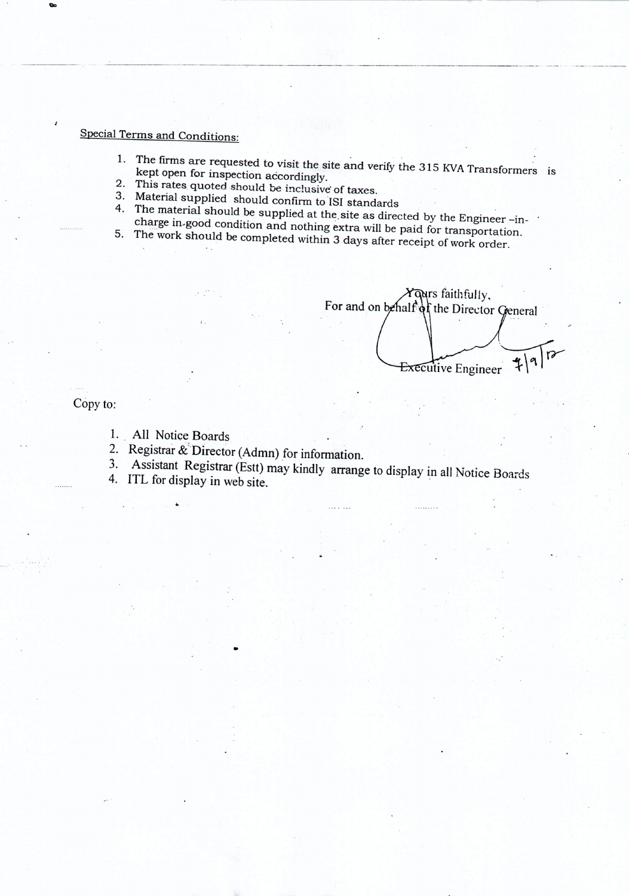Special Terms and Conditions:

1. The firms are requested to visit the site and verify the 315 KVA Transformers is kept open for inspection accordingly.
2. This rates quoted should be inclusive of taxes.
3. Material supplied should confirm to ISI standards
4. The material should be supplied at the site as directed by the Engineer –in-charge in good condition and nothing extra will be paid for transportation.
5. The work should be completed within 3 days after receipt of work order.

Yours faithfully,
For and on behalf of the Director General

Executive Engineer 7/9/12

Copy to:

1. All Notice Boards
2. Registrar & Director (Admn) for information.
3. Assistant Registrar (Estt) may kindly arrange to display in all Notice Boards
4. ITL for display in web site.